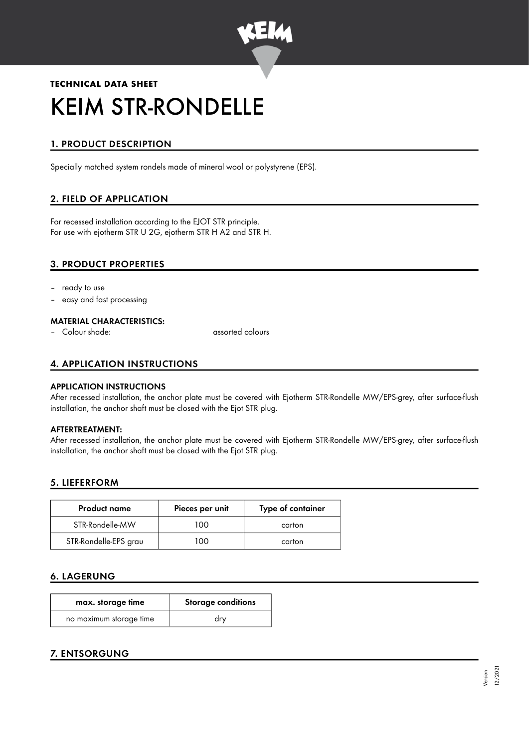**TECHNICAL DATA SHEET**

# KEIM STR-RONDELLE

## 1. PRODUCT DESCRIPTION

Specially matched system rondels made of mineral wool or polystyrene (EPS).

## 2. FIELD OF APPLICATION

For recessed installation according to the EJOT STR principle.
For use with ejotherm STR U 2G, ejotherm STR H A2 and STR H.

## 3. PRODUCT PROPERTIES

- ready to use
- easy and fast processing

### MATERIAL CHARACTERISTICS:

- Colour shade: assorted colours

## 4. APPLICATION INSTRUCTIONS

### APPLICATION INSTRUCTIONS

After recessed installation, the anchor plate must be covered with Ejotherm STR-Rondelle MW/EPS-grey, after surface-flush installation, the anchor shaft must be closed with the Ejot STR plug.

### AFTERTREATMENT:

After recessed installation, the anchor plate must be covered with Ejotherm STR-Rondelle MW/EPS-grey, after surface-flush installation, the anchor shaft must be closed with the Ejot STR plug.

## 5. LIEFERFORM

| Product name | Pieces per unit | Type of container |
|---|---|---|
| STR-Rondelle-MW | 100 | carton |
| STR-Rondelle-EPS grau | 100 | carton |

## 6. LAGERUNG

| max. storage time | Storage conditions |
|---|---|
| no maximum storage time | dry |

## 7. ENTSORGUNG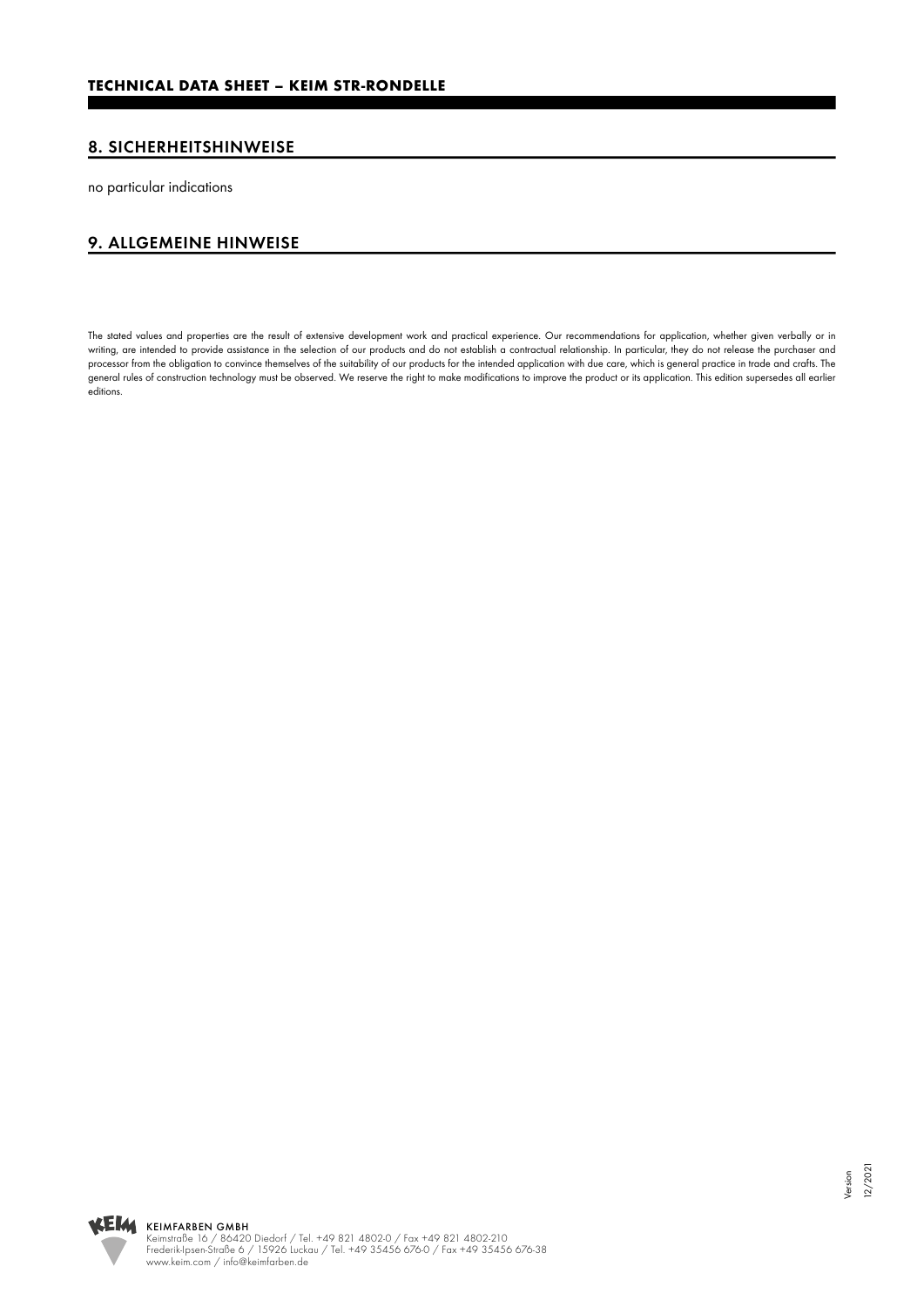## 8. SICHERHEITSHINWEISE

no particular indications

## 9. ALLGEMEINE HINWEISE

The stated values and properties are the result of extensive development work and practical experience. Our recommendations for application, whether given verbally or in writing, are intended to provide assistance in the selection of our products and do not establish a contractual relationship. In particular, they do not release the purchaser and processor from the obligation to convince themselves of the suitability of our products for the intended application with due care, which is general practice in trade and crafts. The general rules of construction technology must be observed. We reserve the right to make modifications to improve the product or its application. This edition supersedes all earlier editions.

KEIMFARBEN GMBH
Keimstraße 16 / 86420 Diedorf / Tel. +49 821 4802-0 / Fax +49 821 4802-210
Frederik-Ipsen-Straße 6 / 15926 Luckau / Tel. +49 35456 676-0 / Fax +49 35456 676-38
www.keim.com / info@keimfarben.de

Version 12/2021